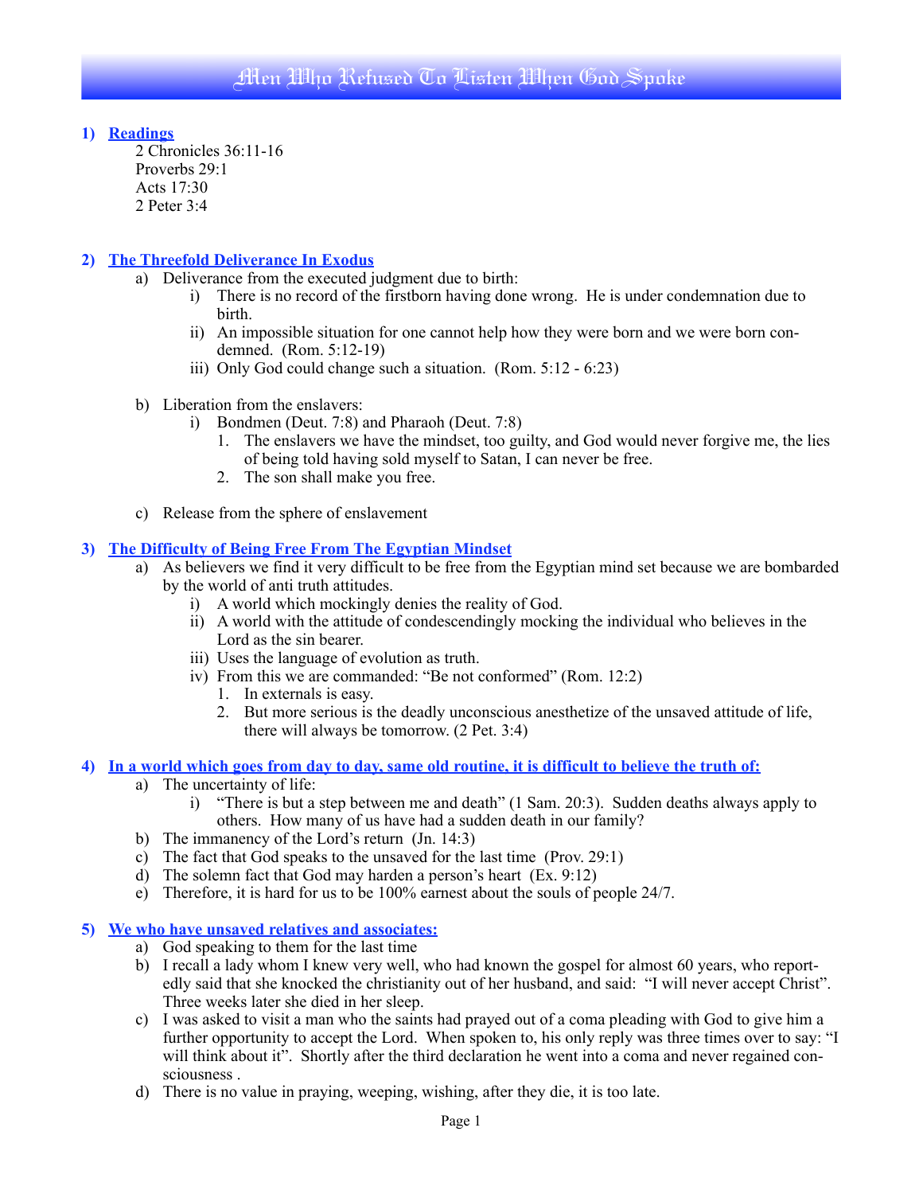# Men Who Refused To Listen When God Spoke

1) **Readings**

   2 Chronicles 36:11-16
   Proverbs 29:1
   Acts 17:30
   2 Peter 3:4

2) **The Threefold Deliverance In Exodus**
   a) Deliverance from the executed judgment due to birth:
      i) There is no record of the firstborn having done wrong. He is under condemnation due to birth.
      ii) An impossible situation for one cannot help how they were born and we were born condemned. (Rom. 5:12-19)
      iii) Only God could change such a situation. (Rom. 5:12 - 6:23)

   b) Liberation from the enslavers:
      i) Bondmen (Deut. 7:8) and Pharaoh (Deut. 7:8)
         1. The enslavers we have the mindset, too guilty, and God would never forgive me, the lies of being told having sold myself to Satan, I can never be free.
         2. The son shall make you free.

   c) Release from the sphere of enslavement

3) **The Difficulty of Being Free From The Egyptian Mindset**
   a) As believers we find it very difficult to be free from the Egyptian mind set because we are bombarded by the world of anti truth attitudes.
      i) A world which mockingly denies the reality of God.
      ii) A world with the attitude of condescendingly mocking the individual who believes in the Lord as the sin bearer.
      iii) Uses the language of evolution as truth.
      iv) From this we are commanded: "Be not conformed" (Rom. 12:2)
         1. In externals is easy.
         2. But more serious is the deadly unconscious anesthetize of the unsaved attitude of life, there will always be tomorrow. (2 Pet. 3:4)

4) **In a world which goes from day to day, same old routine, it is difficult to believe the truth of:**
   a) The uncertainty of life:
      i) "There is but a step between me and death" (1 Sam. 20:3). Sudden deaths always apply to others. How many of us have had a sudden death in our family?
   b) The immanency of the Lord's return (Jn. 14:3)
   c) The fact that God speaks to the unsaved for the last time (Prov. 29:1)
   d) The solemn fact that God may harden a person's heart (Ex. 9:12)
   e) Therefore, it is hard for us to be 100% earnest about the souls of people 24/7.

5) **We who have unsaved relatives and associates:**
   a) God speaking to them for the last time
   b) I recall a lady whom I knew very well, who had known the gospel for almost 60 years, who reportedly said that she knocked the christianity out of her husband, and said: "I will never accept Christ". Three weeks later she died in her sleep.
   c) I was asked to visit a man who the saints had prayed out of a coma pleading with God to give him a further opportunity to accept the Lord. When spoken to, his only reply was three times over to say: "I will think about it". Shortly after the third declaration he went into a coma and never regained consciousness .
   d) There is no value in praying, weeping, wishing, after they die, it is too late.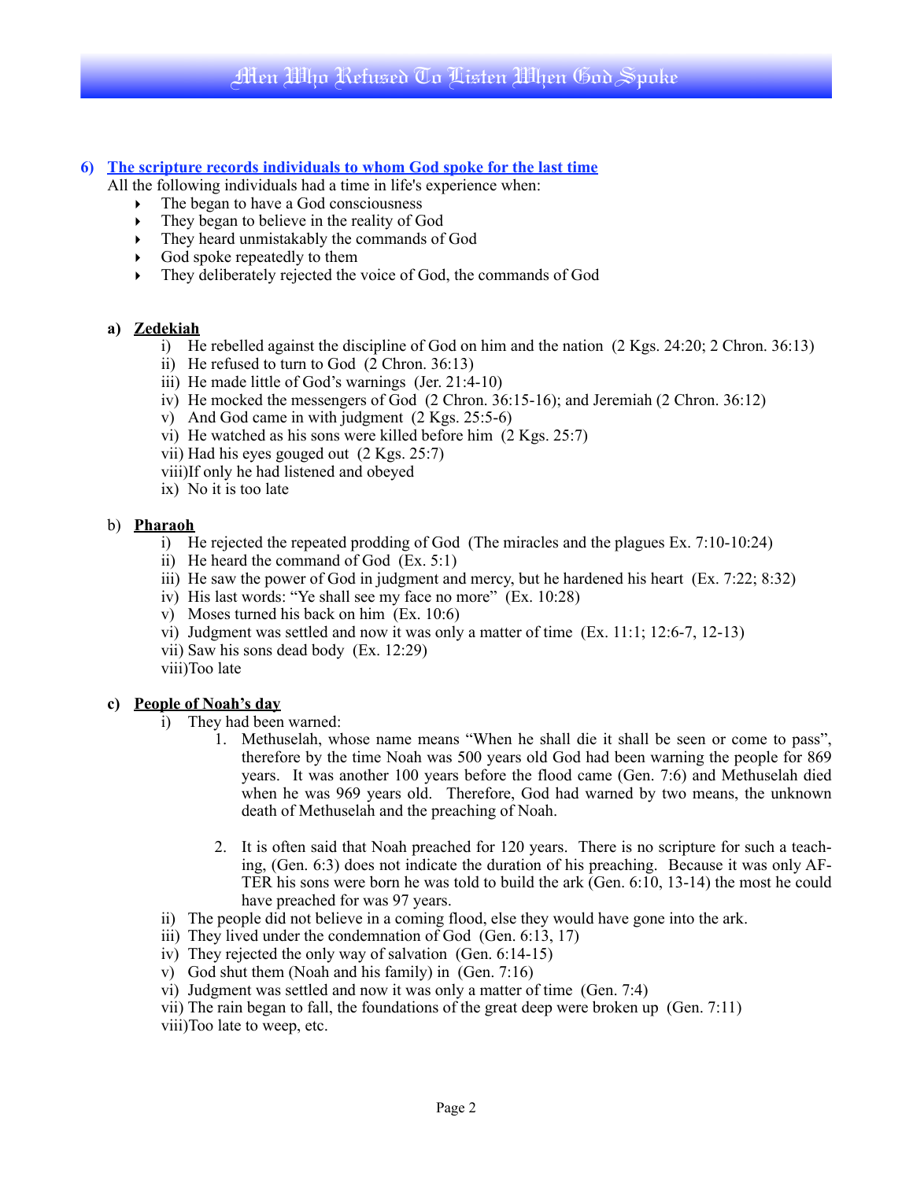## 6) The scripture records individuals to whom God spoke for the last time

All the following individuals had a time in life's experience when:

- The began to have a God consciousness
- They began to believe in the reality of God
- They heard unmistakably the commands of God
- God spoke repeatedly to them
- They deliberately rejected the voice of God, the commands of God

### a) Zedekiah

i) He rebelled against the discipline of God on him and the nation (2 Kgs. 24:20; 2 Chron. 36:13)
ii) He refused to turn to God (2 Chron. 36:13)
iii) He made little of God's warnings (Jer. 21:4-10)
iv) He mocked the messengers of God (2 Chron. 36:15-16); and Jeremiah (2 Chron. 36:12)
v) And God came in with judgment (2 Kgs. 25:5-6)
vi) He watched as his sons were killed before him (2 Kgs. 25:7)
vii) Had his eyes gouged out (2 Kgs. 25:7)
viii) If only he had listened and obeyed
ix) No it is too late

### b) Pharaoh

i) He rejected the repeated prodding of God (The miracles and the plagues Ex. 7:10-10:24)
ii) He heard the command of God (Ex. 5:1)
iii) He saw the power of God in judgment and mercy, but he hardened his heart (Ex. 7:22; 8:32)
iv) His last words: "Ye shall see my face no more" (Ex. 10:28)
v) Moses turned his back on him (Ex. 10:6)
vi) Judgment was settled and now it was only a matter of time (Ex. 11:1; 12:6-7, 12-13)
vii) Saw his sons dead body (Ex. 12:29)
viii) Too late

### c) People of Noah's day

i) They had been warned:

1. Methuselah, whose name means "When he shall die it shall be seen or come to pass", therefore by the time Noah was 500 years old God had been warning the people for 869 years. It was another 100 years before the flood came (Gen. 7:6) and Methuselah died when he was 969 years old. Therefore, God had warned by two means, the unknown death of Methuselah and the preaching of Noah.

2. It is often said that Noah preached for 120 years. There is no scripture for such a teaching, (Gen. 6:3) does not indicate the duration of his preaching. Because it was only AFTER his sons were born he was told to build the ark (Gen. 6:10, 13-14) the most he could have preached for was 97 years.

ii) The people did not believe in a coming flood, else they would have gone into the ark.
iii) They lived under the condemnation of God (Gen. 6:13, 17)
iv) They rejected the only way of salvation (Gen. 6:14-15)
v) God shut them (Noah and his family) in (Gen. 7:16)
vi) Judgment was settled and now it was only a matter of time (Gen. 7:4)
vii) The rain began to fall, the foundations of the great deep were broken up (Gen. 7:11)
viii) Too late to weep, etc.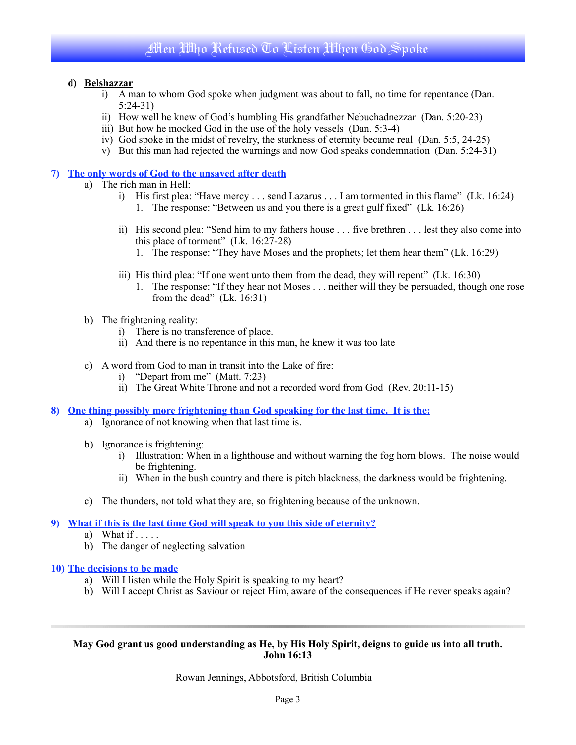d) **Belshazzar**

i) A man to whom God spoke when judgment was about to fall, no time for repentance (Dan. 5:24-31)

ii) How well he knew of God's humbling His grandfather Nebuchadnezzar (Dan. 5:20-23)

iii) But how he mocked God in the use of the holy vessels (Dan. 5:3-4)

iv) God spoke in the midst of revelry, the starkness of eternity became real (Dan. 5:5, 24-25)

v) But this man had rejected the warnings and now God speaks condemnation (Dan. 5:24-31)

## 7) The only words of God to the unsaved after death

a) The rich man in Hell:

i) His first plea: "Have mercy . . . send Lazarus . . . I am tormented in this flame" (Lk. 16:24)

1. The response: "Between us and you there is a great gulf fixed" (Lk. 16:26)

ii) His second plea: "Send him to my fathers house . . . five brethren . . . lest they also come into this place of torment" (Lk. 16:27-28)

1. The response: "They have Moses and the prophets; let them hear them" (Lk. 16:29)

iii) His third plea: "If one went unto them from the dead, they will repent" (Lk. 16:30)

1. The response: "If they hear not Moses . . . neither will they be persuaded, though one rose from the dead" (Lk. 16:31)

b) The frightening reality:

i) There is no transference of place.

ii) And there is no repentance in this man, he knew it was too late

c) A word from God to man in transit into the Lake of fire:

i) "Depart from me" (Matt. 7:23)

ii) The Great White Throne and not a recorded word from God (Rev. 20:11-15)

## 8) One thing possibly more frightening than God speaking for the last time. It is the:

a) Ignorance of not knowing when that last time is.

b) Ignorance is frightening:

i) Illustration: When in a lighthouse and without warning the fog horn blows. The noise would be frightening.

ii) When in the bush country and there is pitch blackness, the darkness would be frightening.

c) The thunders, not told what they are, so frightening because of the unknown.

## 9) What if this is the last time God will speak to you this side of eternity?

a) What if . . . . .

b) The danger of neglecting salvation

## 10) The decisions to be made

a) Will I listen while the Holy Spirit is speaking to my heart?

b) Will I accept Christ as Saviour or reject Him, aware of the consequences if He never speaks again?

---

**May God grant us good understanding as He, by His Holy Spirit, deigns to guide us into all truth. John 16:13**

Rowan Jennings, Abbotsford, British Columbia